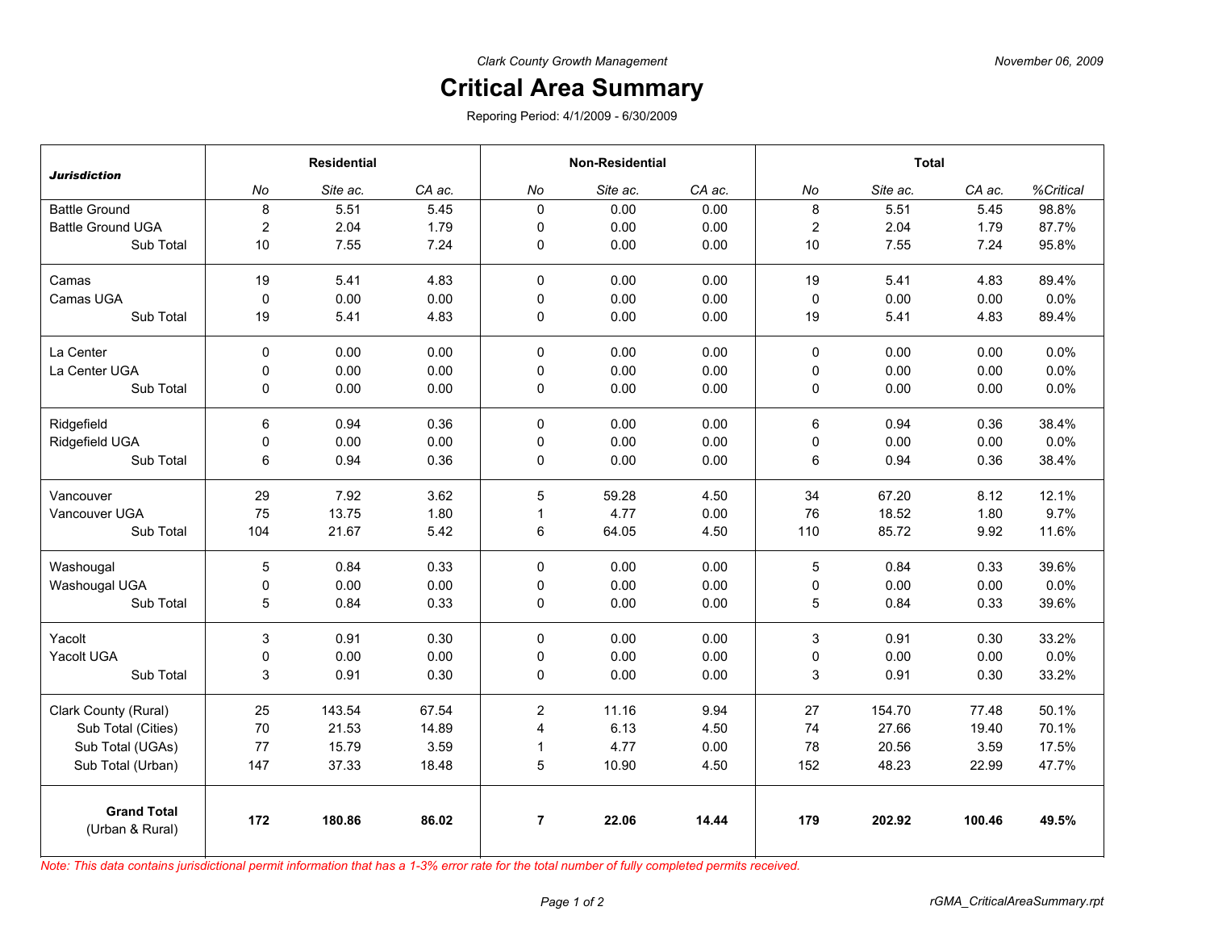*Clark County Growth Management*

*November 06, 2009*

# Critical Area Summary

Reporing Period: 4/1/2009 - 6/30/2009

| ***Jurisdiction*** | **Residential** | | | **Non-Residential** | | | **Total** | | | |
|---|---|---|---|---|---|---|---|---|---|---|
| | *No* | *Site ac.* | *CA ac.* | *No* | *Site ac.* | *CA ac.* | *No* | *Site ac.* | *CA ac.* | *%Critical* |
| Battle Ground | 8 | 5.51 | 5.45 | 0 | 0.00 | 0.00 | 8 | 5.51 | 5.45 | 98.8% |
| Battle Ground UGA | 2 | 2.04 | 1.79 | 0 | 0.00 | 0.00 | 2 | 2.04 | 1.79 | 87.7% |
| Sub Total | 10 | 7.55 | 7.24 | 0 | 0.00 | 0.00 | 10 | 7.55 | 7.24 | 95.8% |
| Camas | 19 | 5.41 | 4.83 | 0 | 0.00 | 0.00 | 19 | 5.41 | 4.83 | 89.4% |
| Camas UGA | 0 | 0.00 | 0.00 | 0 | 0.00 | 0.00 | 0 | 0.00 | 0.00 | 0.0% |
| Sub Total | 19 | 5.41 | 4.83 | 0 | 0.00 | 0.00 | 19 | 5.41 | 4.83 | 89.4% |
| La Center | 0 | 0.00 | 0.00 | 0 | 0.00 | 0.00 | 0 | 0.00 | 0.00 | 0.0% |
| La Center UGA | 0 | 0.00 | 0.00 | 0 | 0.00 | 0.00 | 0 | 0.00 | 0.00 | 0.0% |
| Sub Total | 0 | 0.00 | 0.00 | 0 | 0.00 | 0.00 | 0 | 0.00 | 0.00 | 0.0% |
| Ridgefield | 6 | 0.94 | 0.36 | 0 | 0.00 | 0.00 | 6 | 0.94 | 0.36 | 38.4% |
| Ridgefield UGA | 0 | 0.00 | 0.00 | 0 | 0.00 | 0.00 | 0 | 0.00 | 0.00 | 0.0% |
| Sub Total | 6 | 0.94 | 0.36 | 0 | 0.00 | 0.00 | 6 | 0.94 | 0.36 | 38.4% |
| Vancouver | 29 | 7.92 | 3.62 | 5 | 59.28 | 4.50 | 34 | 67.20 | 8.12 | 12.1% |
| Vancouver UGA | 75 | 13.75 | 1.80 | 1 | 4.77 | 0.00 | 76 | 18.52 | 1.80 | 9.7% |
| Sub Total | 104 | 21.67 | 5.42 | 6 | 64.05 | 4.50 | 110 | 85.72 | 9.92 | 11.6% |
| Washougal | 5 | 0.84 | 0.33 | 0 | 0.00 | 0.00 | 5 | 0.84 | 0.33 | 39.6% |
| Washougal UGA | 0 | 0.00 | 0.00 | 0 | 0.00 | 0.00 | 0 | 0.00 | 0.00 | 0.0% |
| Sub Total | 5 | 0.84 | 0.33 | 0 | 0.00 | 0.00 | 5 | 0.84 | 0.33 | 39.6% |
| Yacolt | 3 | 0.91 | 0.30 | 0 | 0.00 | 0.00 | 3 | 0.91 | 0.30 | 33.2% |
| Yacolt UGA | 0 | 0.00 | 0.00 | 0 | 0.00 | 0.00 | 0 | 0.00 | 0.00 | 0.0% |
| Sub Total | 3 | 0.91 | 0.30 | 0 | 0.00 | 0.00 | 3 | 0.91 | 0.30 | 33.2% |
| Clark County (Rural) | 25 | 143.54 | 67.54 | 2 | 11.16 | 9.94 | 27 | 154.70 | 77.48 | 50.1% |
| Sub Total (Cities) | 70 | 21.53 | 14.89 | 4 | 6.13 | 4.50 | 74 | 27.66 | 19.40 | 70.1% |
| Sub Total (UGAs) | 77 | 15.79 | 3.59 | 1 | 4.77 | 0.00 | 78 | 20.56 | 3.59 | 17.5% |
| Sub Total (Urban) | 147 | 37.33 | 18.48 | 5 | 10.90 | 4.50 | 152 | 48.23 | 22.99 | 47.7% |
| **Grand Total** (Urban & Rural) | **172** | **180.86** | **86.02** | **7** | **22.06** | **14.44** | **179** | **202.92** | **100.46** | **49.5%** |

*Note: This data contains jurisdictional permit information that has a 1-3% error rate for the total number of fully completed permits received.*

*rGMA_CriticalAreaSummary.rpt*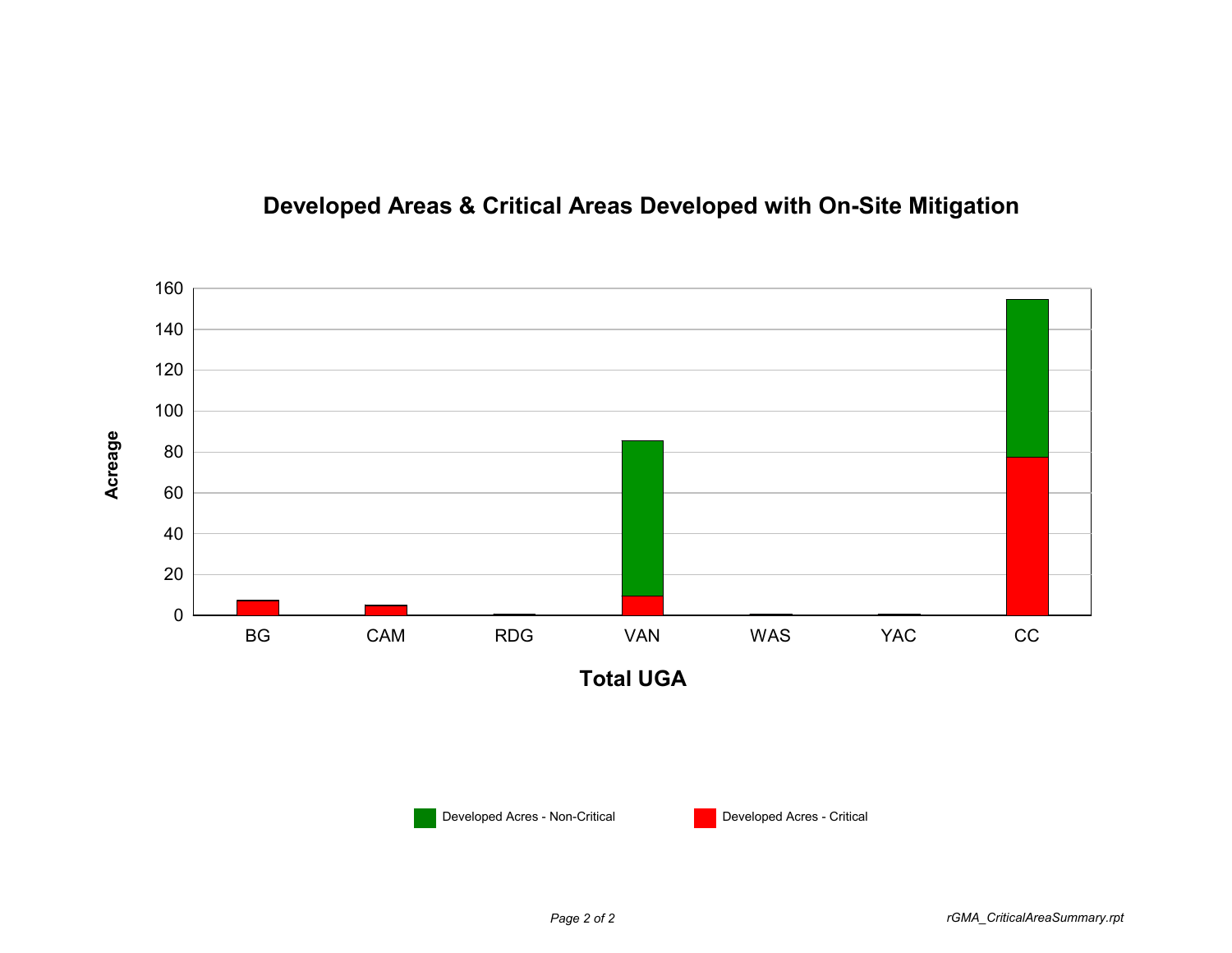## Developed Areas & Critical Areas Developed with On-Site Mitigation

Acreage

160
140
120
100
80
60
40
20
0

BG
CAM
RDG
VAN
WAS
YAC
CC

**Total UGA**

Developed Acres - Non-Critical
Developed Acres - Critical

*rGMA_CriticalAreaSummary.rpt*